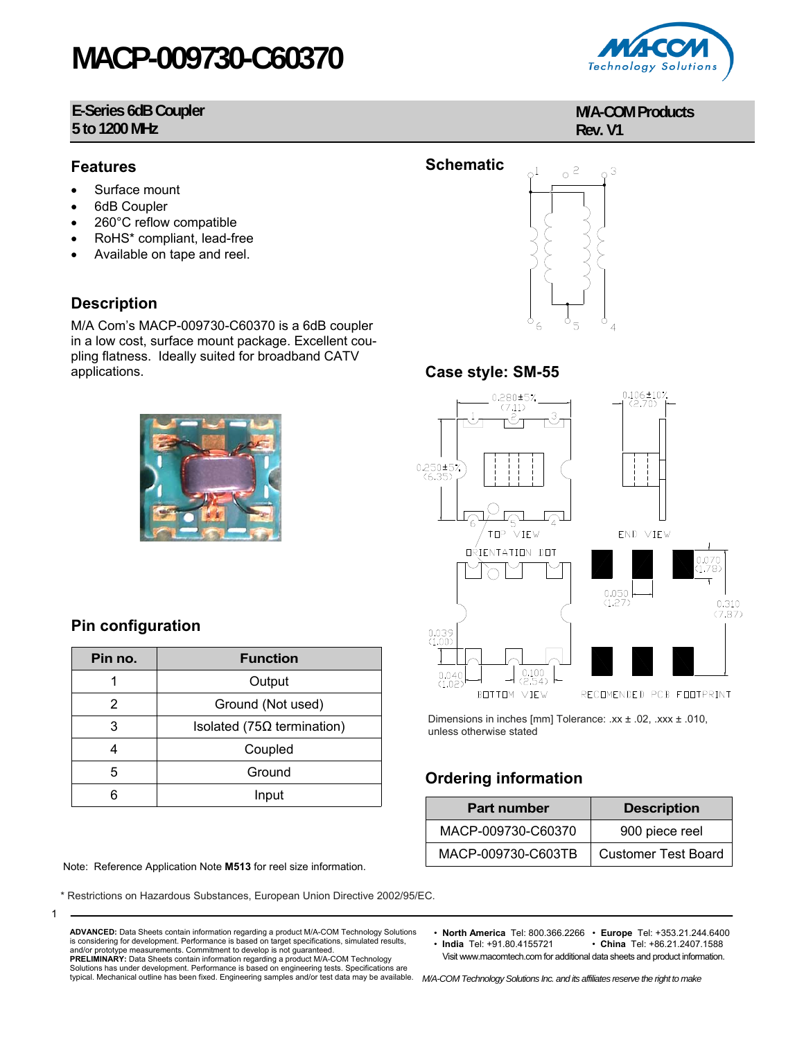# MACP-009730-C60370

**E-Series 6dB Coupler**
**5 to 1200 MHz**

**M/A-COM Products**
**Rev. V1**

## Features

- Surface mount
- 6dB Coupler
- 260°C reflow compatible
- RoHS* compliant, lead-free
- Available on tape and reel.

## Description

M/A Com's MACP-009730-C60370 is a 6dB coupler in a low cost, surface mount package. Excellent coupling flatness. Ideally suited for broadband CATV applications.

## Schematic

## Case style: SM-55

Dimensions in inches [mm] Tolerance: .xx ± .02, .xxx ± .010, unless otherwise stated

## Pin configuration

| Pin no. | Function |
|---|---|
| 1 | Output |
| 2 | Ground (Not used) |
| 3 | Isolated (75Ω termination) |
| 4 | Coupled |
| 5 | Ground |
| 6 | Input |

## Ordering information

| Part number | Description |
|---|---|
| MACP-009730-C60370 | 900 piece reel |
| MACP-009730-C603TB | Customer Test Board |

Note: Reference Application Note **M513** for reel size information.

* Restrictions on Hazardous Substances, European Union Directive 2002/95/EC.

**ADVANCED:** Data Sheets contain information regarding a product M/A-COM Technology Solutions is considering for development. Performance is based on target specifications, simulated results, and/or prototype measurements. Commitment to develop is not guaranteed.
**PRELIMINARY:** Data Sheets contain information regarding a product M/A-COM Technology Solutions has under development. Performance is based on engineering tests. Specifications are typical. Mechanical outline has been fixed. Engineering samples and/or test data may be available.

- **North America** Tel: 800.366.2266
- **Europe** Tel: +353.21.244.6400
- **India** Tel: +91.80.4155721
- **China** Tel: +86.21.2407.1588

Visit www.macomtech.com for additional data sheets and product information.

*M/A-COM Technology Solutions Inc. and its affiliates reserve the right to make*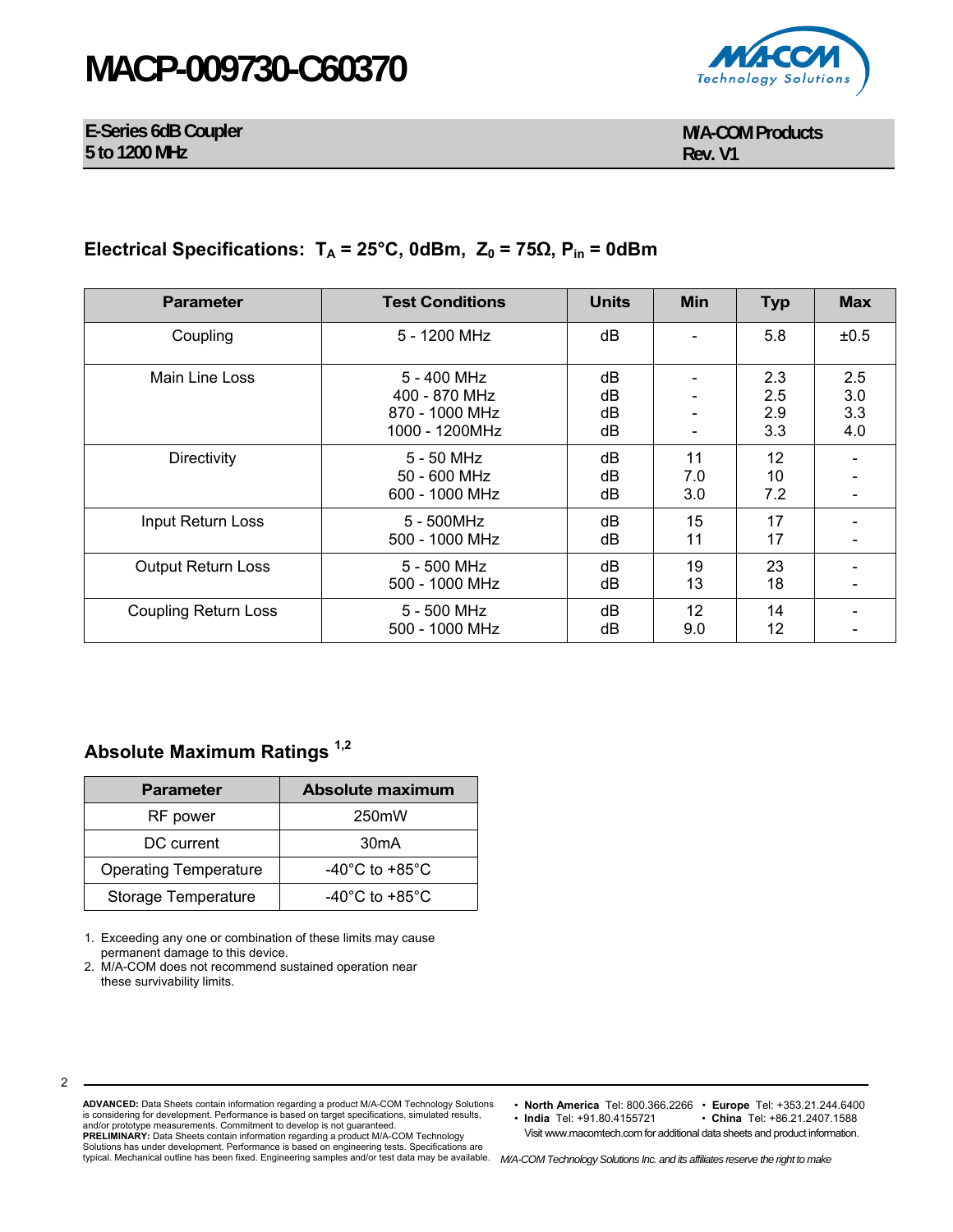## Electrical Specifications: $T_A$ = 25°C, 0dBm, $Z_0$ = 75Ω, $P_{in}$ = 0dBm

| Parameter | Test Conditions | Units | Min | Typ | Max |
|---|---|---|---|---|---|
| Coupling | 5 - 1200 MHz | dB | - | 5.8 | ±0.5 |
| Main Line Loss | 5 - 400 MHz<br>400 - 870 MHz<br>870 - 1000 MHz<br>1000 - 1200MHz | dB<br>dB<br>dB<br>dB | -<br>-<br>-<br>- | 2.3<br>2.5<br>2.9<br>3.3 | 2.5<br>3.0<br>3.3<br>4.0 |
| Directivity | 5 - 50 MHz<br>50 - 600 MHz<br>600 - 1000 MHz | dB<br>dB<br>dB | 11<br>7.0<br>3.0 | 12<br>10<br>7.2 | -<br>-<br>- |
| Input Return Loss | 5 - 500MHz<br>500 - 1000 MHz | dB<br>dB | 15<br>11 | 17<br>17 | -<br>- |
| Output Return Loss | 5 - 500 MHz<br>500 - 1000 MHz | dB<br>dB | 19<br>13 | 23<br>18 | -<br>- |
| Coupling Return Loss | 5 - 500 MHz<br>500 - 1000 MHz | dB<br>dB | 12<br>9.0 | 14<br>12 | -<br>- |

## Absolute Maximum Ratings [1,2]

| Parameter | Absolute maximum |
|---|---|
| RF power | 250mW |
| DC current | 30mA |
| Operating Temperature | -40°C to +85°C |
| Storage Temperature | -40°C to +85°C |

1. Exceeding any one or combination of these limits may cause permanent damage to this device.
2. M/A-COM does not recommend sustained operation near these survivability limits.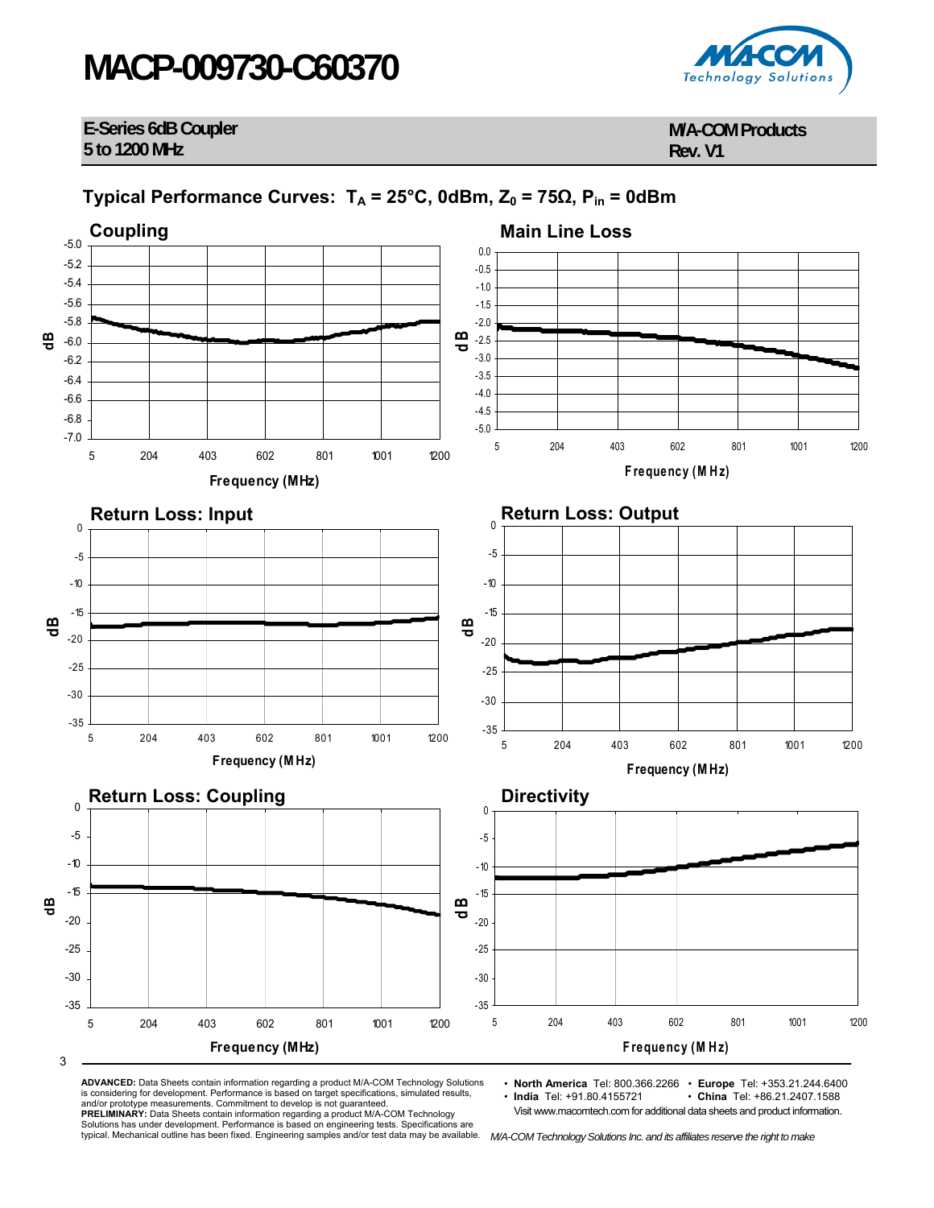# MACP-009730-C60370

**E-Series 6dB Coupler**
**5 to 1200 MHz**

**M/A-COM Products**
**Rev. V1**

## Typical Performance Curves: $T_A$ = 25°C, 0dBm, $Z_0$ = 75Ω, $P_{in}$ = 0dBm

### Coupling

dB
-5.0
-5.2
-5.4
-5.6
-5.8
-6.0
-6.2
-6.4
-6.6
-6.8
-7.0
5 204 403 602 801 1001 1200
Frequency (MHz)

### Main Line Loss

dB
0.0
-0.5
-1.0
-1.5
-2.0
-2.5
-3.0
-3.5
-4.0
-4.5
-5.0
5 204 403 602 801 1001 1200
Frequency (MHz)

### Return Loss: Input

dB
0
-5
-10
-15
-20
-25
-30
-35
5 204 403 602 801 1001 1200
Frequency (MHz)

### Return Loss: Output

dB
0
-5
-10
-15
-20
-25
-30
-35
5 204 403 602 801 1001 1200
Frequency (MHz)

### Return Loss: Coupling

dB
0
-5
-10
-15
-20
-25
-30
-35
5 204 403 602 801 1001 1200
Frequency (MHz)

### Directivity

dB
0
-5
-10
-15
-20
-25
-30
-35
5 204 403 602 801 1001 1200
Frequency (MHz)

**ADVANCED:** Data Sheets contain information regarding a product M/A-COM Technology Solutions is considering for development. Performance is based on target specifications, simulated results, and/or prototype measurements. Commitment to develop is not guaranteed.
**PRELIMINARY:** Data Sheets contain information regarding a product M/A-COM Technology Solutions has under development. Performance is based on engineering tests. Specifications are typical. Mechanical outline has been fixed. Engineering samples and/or test data may be available.

- **North America** Tel: 800.366.2266 • **Europe** Tel: +353.21.244.6400
- **India** Tel: +91.80.4155721 • **China** Tel: +86.21.2407.1588

Visit www.macomtech.com for additional data sheets and product information.

*M/A-COM Technology Solutions Inc. and its affiliates reserve the right to make*